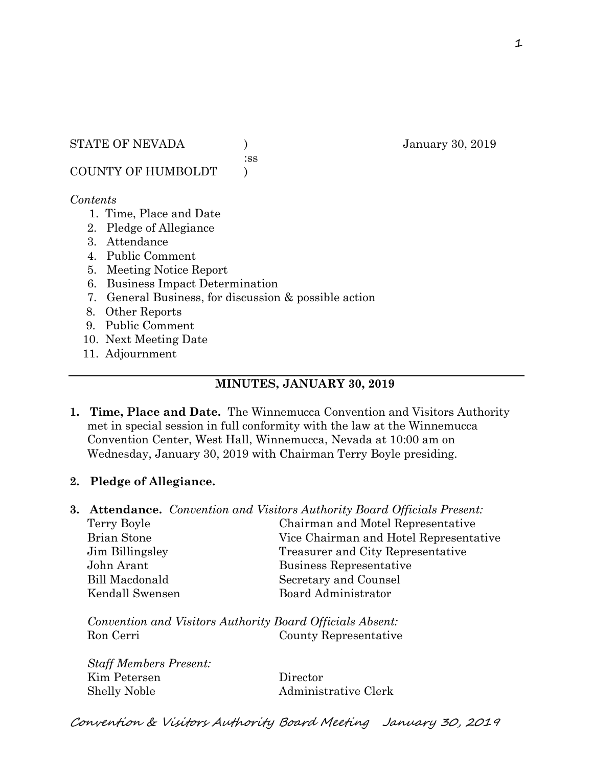STATE OF NEVADA ) January 30, 2019
:ss
COUNTY OF HUMBOLDT )

*Contents*

1. Time, Place and Date
2. Pledge of Allegiance
3. Attendance
4. Public Comment
5. Meeting Notice Report
6. Business Impact Determination
7. General Business, for discussion & possible action
8. Other Reports
9. Public Comment
10. Next Meeting Date
11. Adjournment

---

## MINUTES, JANUARY 30, 2019

**1. Time, Place and Date.** The Winnemucca Convention and Visitors Authority met in special session in full conformity with the law at the Winnemucca Convention Center, West Hall, Winnemucca, Nevada at 10:00 am on Wednesday, January 30, 2019 with Chairman Terry Boyle presiding.

**2. Pledge of Allegiance.**

**3. Attendance.** *Convention and Visitors Authority Board Officials Present:*

| | |
|---|---|
| Terry Boyle | Chairman and Motel Representative |
| Brian Stone | Vice Chairman and Hotel Representative |
| Jim Billingsley | Treasurer and City Representative |
| John Arant | Business Representative |
| Bill Macdonald | Secretary and Counsel |
| Kendall Swensen | Board Administrator |

*Convention and Visitors Authority Board Officials Absent:*

| | |
|---|---|
| Ron Cerri | County Representative |

*Staff Members Present:*

| | |
|---|---|
| Kim Petersen | Director |
| Shelly Noble | Administrative Clerk |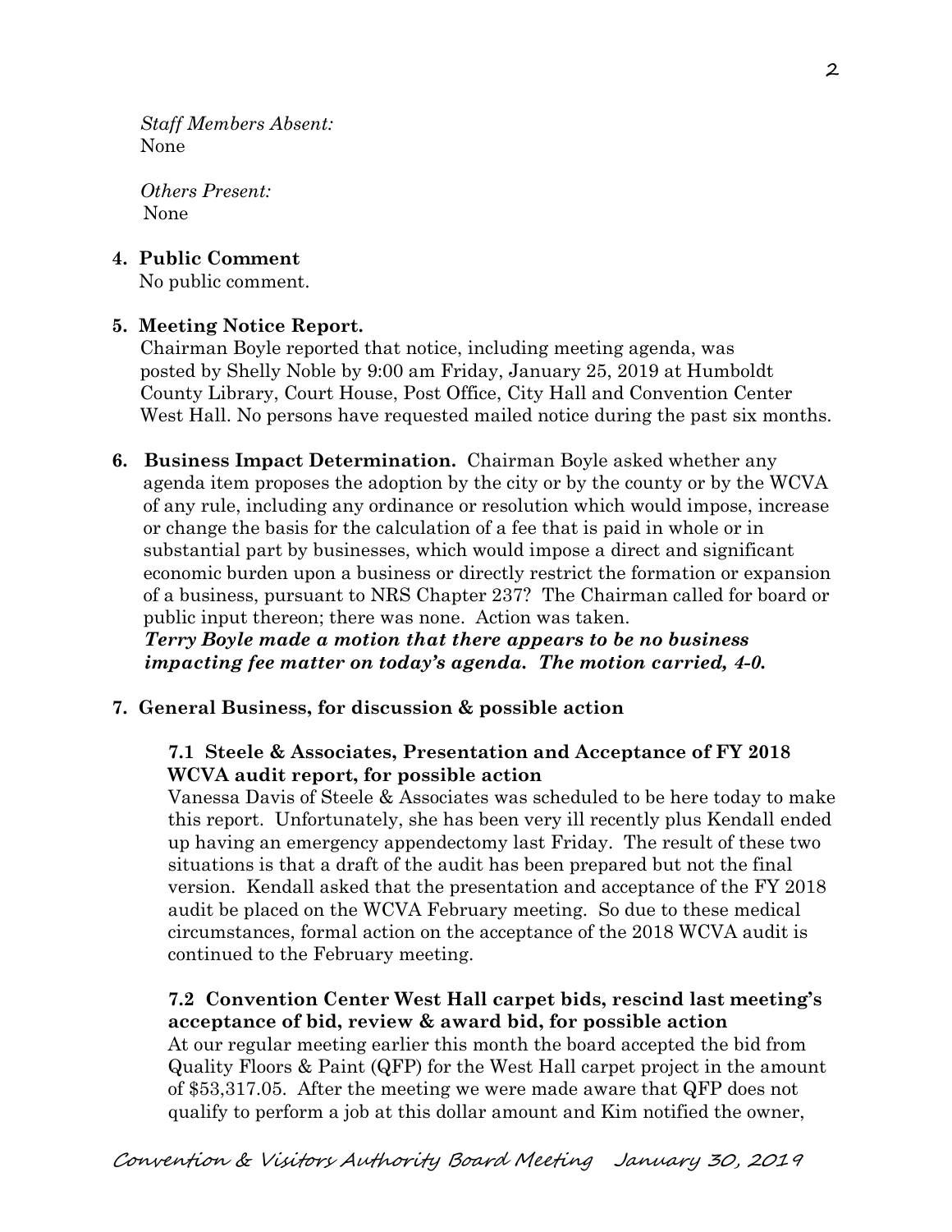*Staff Members Absent:*
None

*Others Present:*
None

**4. Public Comment**
No public comment.

**5. Meeting Notice Report.**
Chairman Boyle reported that notice, including meeting agenda, was posted by Shelly Noble by 9:00 am Friday, January 25, 2019 at Humboldt County Library, Court House, Post Office, City Hall and Convention Center West Hall. No persons have requested mailed notice during the past six months.

**6. Business Impact Determination.** Chairman Boyle asked whether any agenda item proposes the adoption by the city or by the county or by the WCVA of any rule, including any ordinance or resolution which would impose, increase or change the basis for the calculation of a fee that is paid in whole or in substantial part by businesses, which would impose a direct and significant economic burden upon a business or directly restrict the formation or expansion of a business, pursuant to NRS Chapter 237? The Chairman called for board or public input thereon; there was none. Action was taken.
***Terry Boyle made a motion that there appears to be no business impacting fee matter on today's agenda. The motion carried, 4-0.***

**7. General Business, for discussion & possible action**

**7.1 Steele & Associates, Presentation and Acceptance of FY 2018 WCVA audit report, for possible action**
Vanessa Davis of Steele & Associates was scheduled to be here today to make this report. Unfortunately, she has been very ill recently plus Kendall ended up having an emergency appendectomy last Friday. The result of these two situations is that a draft of the audit has been prepared but not the final version. Kendall asked that the presentation and acceptance of the FY 2018 audit be placed on the WCVA February meeting. So due to these medical circumstances, formal action on the acceptance of the 2018 WCVA audit is continued to the February meeting.

**7.2 Convention Center West Hall carpet bids, rescind last meeting's acceptance of bid, review & award bid, for possible action**
At our regular meeting earlier this month the board accepted the bid from Quality Floors & Paint (QFP) for the West Hall carpet project in the amount of $53,317.05. After the meeting we were made aware that QFP does not qualify to perform a job at this dollar amount and Kim notified the owner,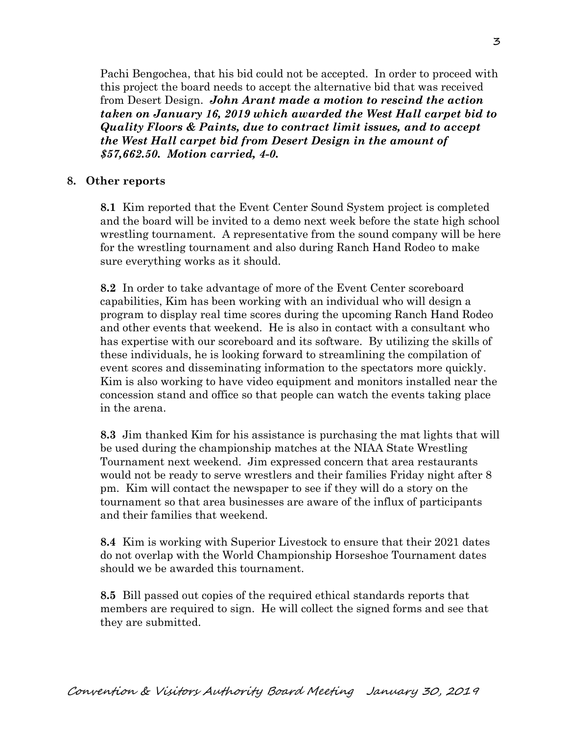Pachi Bengochea, that his bid could not be accepted. In order to proceed with this project the board needs to accept the alternative bid that was received from Desert Design. ***John Arant made a motion to rescind the action taken on January 16, 2019 which awarded the West Hall carpet bid to Quality Floors & Paints, due to contract limit issues, and to accept the West Hall carpet bid from Desert Design in the amount of $57,662.50. Motion carried, 4-0.***

**8. Other reports**

**8.1** Kim reported that the Event Center Sound System project is completed and the board will be invited to a demo next week before the state high school wrestling tournament. A representative from the sound company will be here for the wrestling tournament and also during Ranch Hand Rodeo to make sure everything works as it should.

**8.2** In order to take advantage of more of the Event Center scoreboard capabilities, Kim has been working with an individual who will design a program to display real time scores during the upcoming Ranch Hand Rodeo and other events that weekend. He is also in contact with a consultant who has expertise with our scoreboard and its software. By utilizing the skills of these individuals, he is looking forward to streamlining the compilation of event scores and disseminating information to the spectators more quickly. Kim is also working to have video equipment and monitors installed near the concession stand and office so that people can watch the events taking place in the arena.

**8.3** Jim thanked Kim for his assistance is purchasing the mat lights that will be used during the championship matches at the NIAA State Wrestling Tournament next weekend. Jim expressed concern that area restaurants would not be ready to serve wrestlers and their families Friday night after 8 pm. Kim will contact the newspaper to see if they will do a story on the tournament so that area businesses are aware of the influx of participants and their families that weekend.

**8.4** Kim is working with Superior Livestock to ensure that their 2021 dates do not overlap with the World Championship Horseshoe Tournament dates should we be awarded this tournament.

**8.5** Bill passed out copies of the required ethical standards reports that members are required to sign. He will collect the signed forms and see that they are submitted.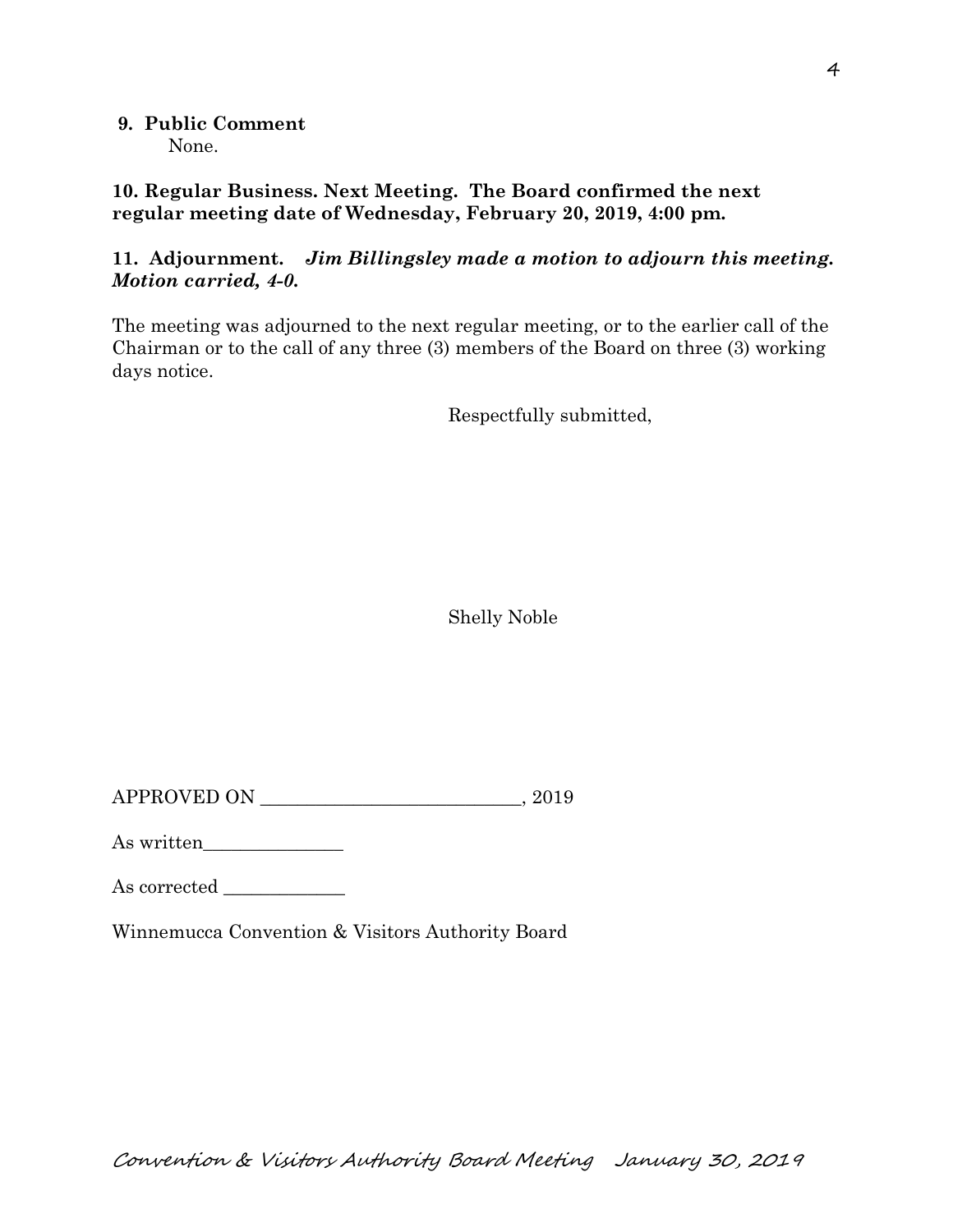**9. Public Comment**

None.

**10. Regular Business. Next Meeting. The Board confirmed the next regular meeting date of Wednesday, February 20, 2019, 4:00 pm.**

**11. Adjournment.** ***Jim Billingsley made a motion to adjourn this meeting. Motion carried, 4-0.***

The meeting was adjourned to the next regular meeting, or to the earlier call of the Chairman or to the call of any three (3) members of the Board on three (3) working days notice.

Respectfully submitted,

Shelly Noble

APPROVED ON ____________________________, 2019

As written_______________

As corrected _____________

Winnemucca Convention & Visitors Authority Board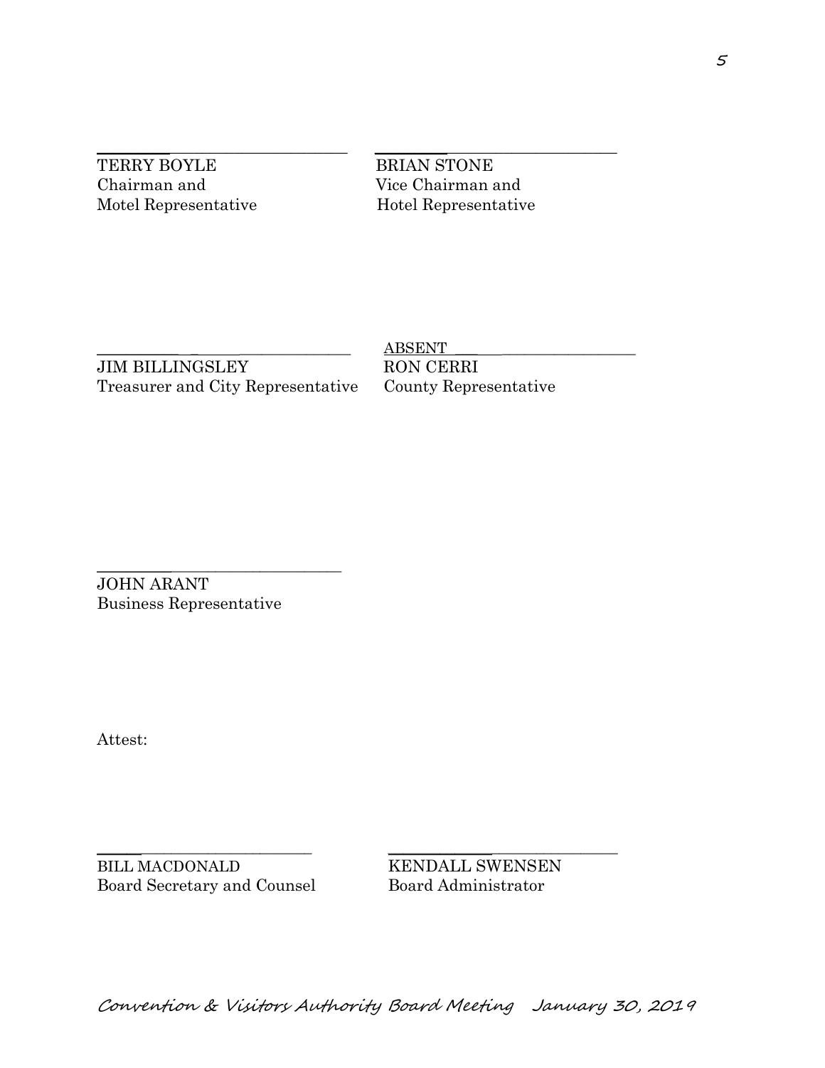\_\_\_\_\_\_\_\_\_\_\_\_\_\_\_\_\_\_\_\_\_\_\_\_\_\_\_\_\_\_
TERRY BOYLE
Chairman and
Motel Representative

\_\_\_\_\_\_\_\_\_\_\_\_\_\_\_\_\_\_\_\_\_\_\_\_\_\_\_\_\_\_
BRIAN STONE
Vice Chairman and
Hotel Representative

\_\_\_\_\_\_\_\_\_\_\_\_\_\_\_\_\_\_\_\_\_\_\_\_\_\_\_\_\_\_
JIM BILLINGSLEY
Treasurer and City Representative

ABSENT \_\_\_\_\_\_\_\_\_\_\_\_\_\_\_\_\_\_\_\_\_\_\_\_
RON CERRI
County Representative

\_\_\_\_\_\_\_\_\_\_\_\_\_\_\_\_\_\_\_\_\_\_\_\_\_\_\_\_\_\_
JOHN ARANT
Business Representative

Attest:

\_\_\_\_\_\_\_\_\_\_\_\_\_\_\_\_\_\_\_\_\_\_\_\_\_\_\_\_\_\_
BILL MACDONALD
Board Secretary and Counsel

\_\_\_\_\_\_\_\_\_\_\_\_\_\_\_\_\_\_\_\_\_\_\_\_\_\_\_\_\_\_
KENDALL SWENSEN
Board Administrator